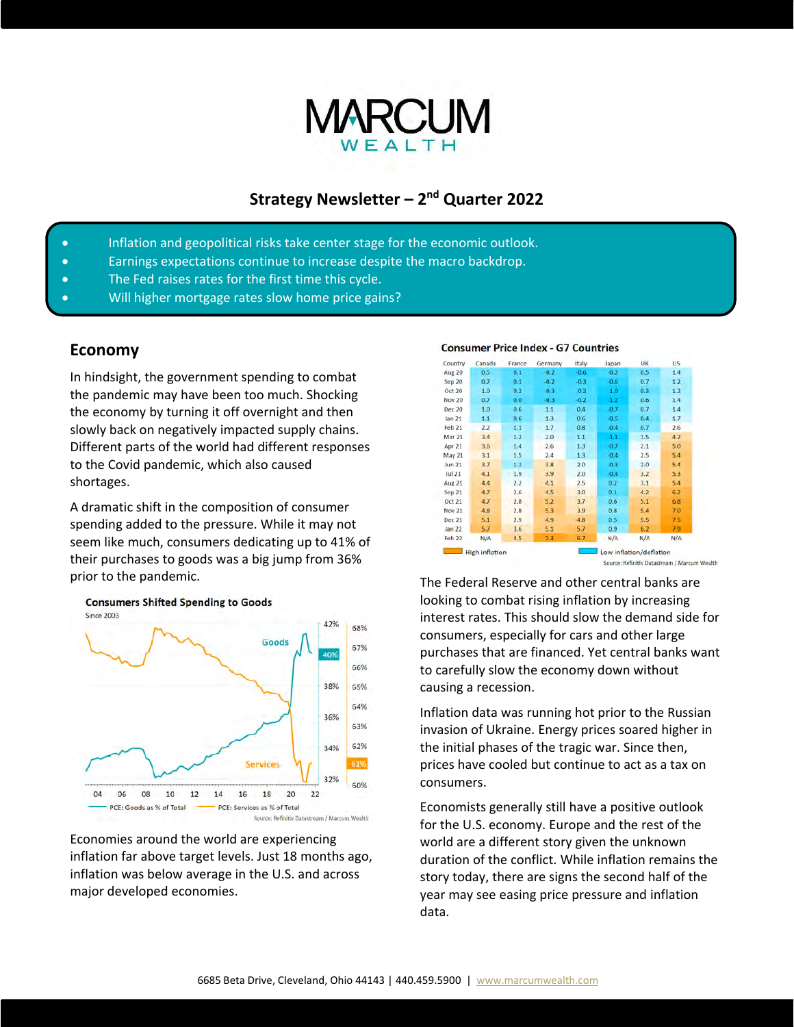# MARCUM WEALTH

## Strategy Newsletter – 2nd Quarter 2022

- Inflation and geopolitical risks take center stage for the economic outlook.
- Earnings expectations continue to increase despite the macro backdrop.
- The Fed raises rates for the first time this cycle.
- Will higher mortgage rates slow home price gains?

## Economy

In hindsight, the government spending to combat the pandemic may have been too much. Shocking the economy by turning it off overnight and then slowly back on negatively impacted supply chains. Different parts of the world had different responses to the Covid pandemic, which also caused shortages.

A dramatic shift in the composition of consumer spending added to the pressure. While it may not seem like much, consumers dedicating up to 41% of their purchases to goods was a big jump from 36% prior to the pandemic.

**Consumers Shifted Spending to Goods**

Since 2003

PCE: Goods as % of Total — PCE: Services as % of Total

Source: Refinitiv Datastream / Marcum Wealth

Economies around the world are experiencing inflation far above target levels. Just 18 months ago, inflation was below average in the U.S. and across major developed economies.

**Consumer Price Index - G7 Countries**

| Country | Canada | France | Germany | Italy | Japan | UK | US |
|---|---|---|---|---|---|---|---|
| Aug 20 | 0.5 | 0.1 | -0.2 | -0.6 | -0.2 | 0.5 | 1.4 |
| Sep 20 | 0.7 | 0.1 | -0.2 | -0.3 | -0.6 | 0.7 | 1.2 |
| Oct 20 | 1.0 | 0.2 | -0.3 | 0.2 | 1.0 | 0.3 | 1.2 |
| Nov 20 | 0.7 | 0.0 | -0.3 | -0.2 | 1.2 | 0.6 | 1.4 |
| Dec 20 | 1.0 | 0.6 | 1.1 | 0.4 | -0.7 | 0.7 | 1.4 |
| Jan 21 | 1.1 | 0.6 | 1.3 | 0.6 | -0.5 | 0.4 | 1.7 |
| Feb 21 | 2.2 | 1.1 | 1.7 | 0.8 | -0.4 | 0.7 | 2.6 |
| Mar 21 | 3.4 | 1.2 | 2.0 | 1.1 | -1.1 | 1.5 | 4.2 |
| Apr 21 | 3.6 | 1.4 | 2.6 | 1.3 | -0.7 | 2.1 | 5.0 |
| May 21 | 3.1 | 1.5 | 2.4 | 1.3 | -0.4 | 2.5 | 5.4 |
| Jun 21 | 3.7 | 1.2 | 3.8 | 2.0 | -0.3 | 2.0 | 5.4 |
| Jul 21 | 4.1 | 1.9 | 3.9 | 2.0 | -0.4 | 3.2 | 5.3 |
| Aug 21 | 4.4 | 2.2 | 4.1 | 2.5 | 0.2 | 3.1 | 5.4 |
| Sep 21 | 4.7 | 2.6 | 4.5 | 3.0 | 0.1 | 4.2 | 6.2 |
| Oct 21 | 4.7 | 2.8 | 5.2 | 3.7 | 0.6 | 5.1 | 6.8 |
| Nov 21 | 4.8 | 2.8 | 5.3 | 3.9 | 0.8 | 5.4 | 7.0 |
| Dec 21 | 5.1 | 2.9 | 4.9 | 4.8 | 0.5 | 5.5 | 7.5 |
| Jan 22 | 5.7 | 3.6 | 5.1 | 5.7 | 0.9 | 6.2 | 7.9 |
| Feb 22 | N/A | 4.5 | 7.3 | 6.7 | N/A | N/A | N/A |

High inflation — Low inflation/deflation

Source: Refinitiv Datastream / Marcum Wealth

The Federal Reserve and other central banks are looking to combat rising inflation by increasing interest rates. This should slow the demand side for consumers, especially for cars and other large purchases that are financed. Yet central banks want to carefully slow the economy down without causing a recession.

Inflation data was running hot prior to the Russian invasion of Ukraine. Energy prices soared higher in the initial phases of the tragic war. Since then, prices have cooled but continue to act as a tax on consumers.

Economists generally still have a positive outlook for the U.S. economy. Europe and the rest of the world are a different story given the unknown duration of the conflict. While inflation remains the story today, there are signs the second half of the year may see easing price pressure and inflation data.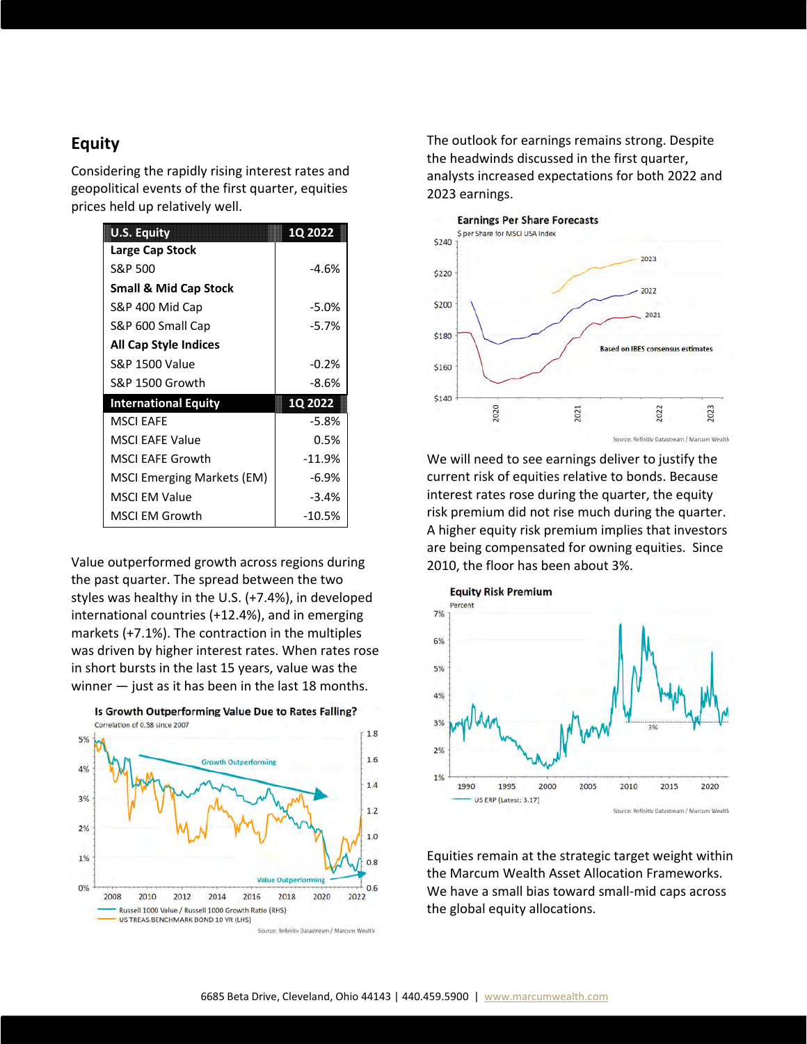## Equity

Considering the rapidly rising interest rates and geopolitical events of the first quarter, equities prices held up relatively well.

| U.S. Equity | 1Q 2022 |
|---|---|
| **Large Cap Stock** | |
| S&P 500 | -4.6% |
| **Small & Mid Cap Stock** | |
| S&P 400 Mid Cap | -5.0% |
| S&P 600 Small Cap | -5.7% |
| **All Cap Style Indices** | |
| S&P 1500 Value | -0.2% |
| S&P 1500 Growth | -8.6% |
| **International Equity** | **1Q 2022** |
| MSCI EAFE | -5.8% |
| MSCI EAFE Value | 0.5% |
| MSCI EAFE Growth | -11.9% |
| MSCI Emerging Markets (EM) | -6.9% |
| MSCI EM Value | -3.4% |
| MSCI EM Growth | -10.5% |

Value outperformed growth across regions during the past quarter. The spread between the two styles was healthy in the U.S. (+7.4%), in developed international countries (+12.4%), and in emerging markets (+7.1%). The contraction in the multiples was driven by higher interest rates. When rates rose in short bursts in the last 15 years, value was the winner — just as it has been in the last 18 months.

**Is Growth Outperforming Value Due to Rates Falling?**
Correlation of 0.58 since 2007

Russell 1000 Value / Russell 1000 Growth Ratio (RHS)
US TREAS.BENCHMARK BOND 10 YR (LHS)

Source: Refinitiv Datastream / Marcum Wealth

The outlook for earnings remains strong. Despite the headwinds discussed in the first quarter, analysts increased expectations for both 2022 and 2023 earnings.

**Earnings Per Share Forecasts**
$ per Share for MSCI USA Index

Based on IBES consensus estimates

Source: Refinitiv Datastream / Marcum Wealth

We will need to see earnings deliver to justify the current risk of equities relative to bonds. Because interest rates rose during the quarter, the equity risk premium did not rise much during the quarter. A higher equity risk premium implies that investors are being compensated for owning equities. Since 2010, the floor has been about 3%.

**Equity Risk Premium**
Percent

US ERP (Latest: 3.17)

Source: Refinitiv Datastream / Marcum Wealth

Equities remain at the strategic target weight within the Marcum Wealth Asset Allocation Frameworks. We have a small bias toward small-mid caps across the global equity allocations.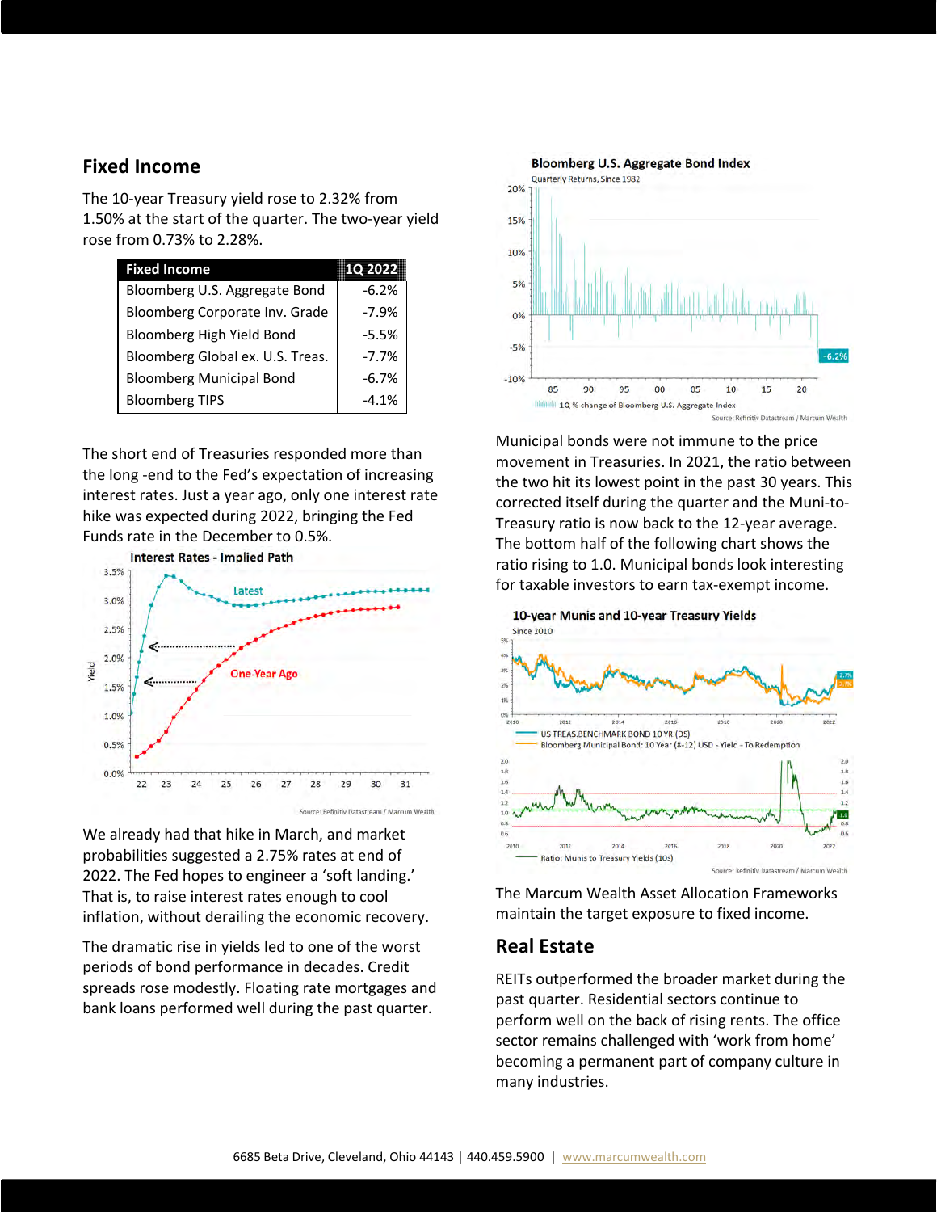## Fixed Income

The 10-year Treasury yield rose to 2.32% from 1.50% at the start of the quarter. The two-year yield rose from 0.73% to 2.28%.

| Fixed Income | 1Q 2022 |
|---|---|
| Bloomberg U.S. Aggregate Bond | -6.2% |
| Bloomberg Corporate Inv. Grade | -7.9% |
| Bloomberg High Yield Bond | -5.5% |
| Bloomberg Global ex. U.S. Treas. | -7.7% |
| Bloomberg Municipal Bond | -6.7% |
| Bloomberg TIPS | -4.1% |

The short end of Treasuries responded more than the long -end to the Fed's expectation of increasing interest rates. Just a year ago, only one interest rate hike was expected during 2022, bringing the Fed Funds rate in the December to 0.5%.

We already had that hike in March, and market probabilities suggested a 2.75% rates at end of 2022. The Fed hopes to engineer a 'soft landing.' That is, to raise interest rates enough to cool inflation, without derailing the economic recovery.

The dramatic rise in yields led to one of the worst periods of bond performance in decades. Credit spreads rose modestly. Floating rate mortgages and bank loans performed well during the past quarter.

Municipal bonds were not immune to the price movement in Treasuries. In 2021, the ratio between the two hit its lowest point in the past 30 years. This corrected itself during the quarter and the Muni-to-Treasury ratio is now back to the 12-year average. The bottom half of the following chart shows the ratio rising to 1.0. Municipal bonds look interesting for taxable investors to earn tax-exempt income.

The Marcum Wealth Asset Allocation Frameworks maintain the target exposure to fixed income.

## Real Estate

REITs outperformed the broader market during the past quarter. Residential sectors continue to perform well on the back of rising rents. The office sector remains challenged with 'work from home' becoming a permanent part of company culture in many industries.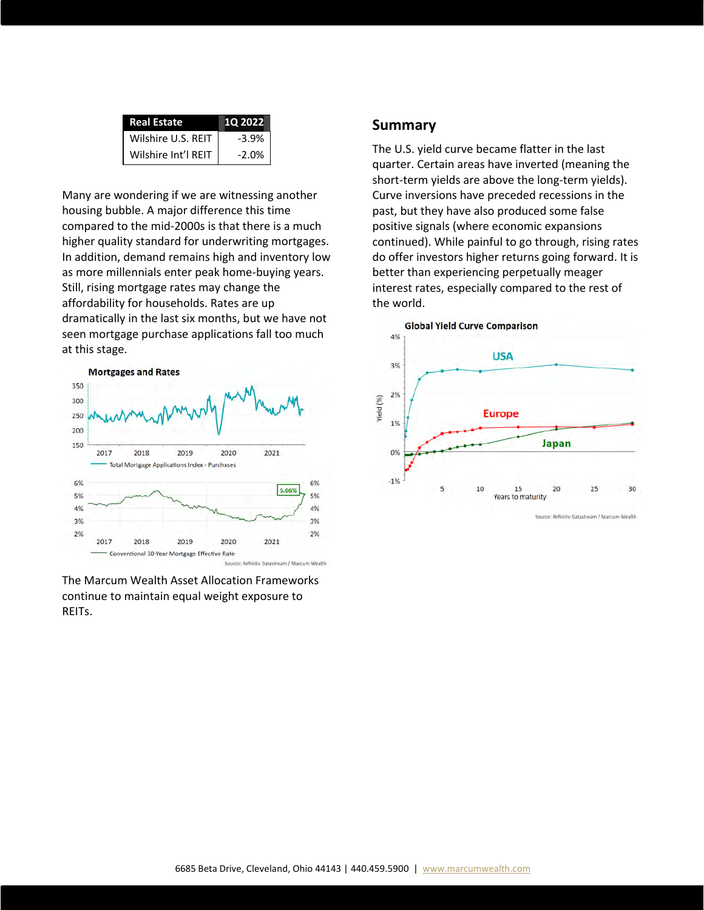| Real Estate | 1Q 2022 |
| --- | --- |
| Wilshire U.S. REIT | -3.9% |
| Wilshire Int'l REIT | -2.0% |

Many are wondering if we are witnessing another housing bubble. A major difference this time compared to the mid-2000s is that there is a much higher quality standard for underwriting mortgages. In addition, demand remains high and inventory low as more millennials enter peak home-buying years. Still, rising mortgage rates may change the affordability for households. Rates are up dramatically in the last six months, but we have not seen mortgage purchase applications fall too much at this stage.

**Mortgages and Rates**

Total Mortgage Applications Index - Purchases

Conventional 30-Year Mortgage Effective Rate

Source: Refinitiv Datastream / Marcum Wealth

The Marcum Wealth Asset Allocation Frameworks continue to maintain equal weight exposure to REITs.

## Summary

The U.S. yield curve became flatter in the last quarter. Certain areas have inverted (meaning the short-term yields are above the long-term yields). Curve inversions have preceded recessions in the past, but they have also produced some false positive signals (where economic expansions continued). While painful to go through, rising rates do offer investors higher returns going forward. It is better than experiencing perpetually meager interest rates, especially compared to the rest of the world.

**Global Yield Curve Comparison**

Source: Refinitiv Datastream / Marcum Wealth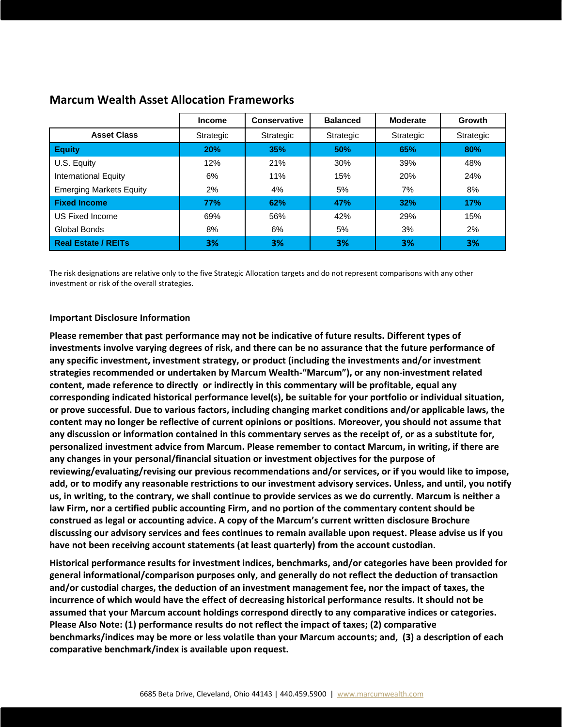## Marcum Wealth Asset Allocation Frameworks

| | Income | Conservative | Balanced | Moderate | Growth |
|---|---|---|---|---|---|
| **Asset Class** | Strategic | Strategic | Strategic | Strategic | Strategic |
| **Equity** | **20%** | **35%** | **50%** | **65%** | **80%** |
| U.S. Equity | 12% | 21% | 30% | 39% | 48% |
| International Equity | 6% | 11% | 15% | 20% | 24% |
| Emerging Markets Equity | 2% | 4% | 5% | 7% | 8% |
| **Fixed Income** | **77%** | **62%** | **47%** | **32%** | **17%** |
| US Fixed Income | 69% | 56% | 42% | 29% | 15% |
| Global Bonds | 8% | 6% | 5% | 3% | 2% |
| **Real Estate / REITs** | **3%** | **3%** | **3%** | **3%** | **3%** |

The risk designations are relative only to the five Strategic Allocation targets and do not represent comparisons with any other investment or risk of the overall strategies.

**Important Disclosure Information**

**Please remember that past performance may not be indicative of future results. Different types of investments involve varying degrees of risk, and there can be no assurance that the future performance of any specific investment, investment strategy, or product (including the investments and/or investment strategies recommended or undertaken by Marcum Wealth-"Marcum"), or any non-investment related content, made reference to directly or indirectly in this commentary will be profitable, equal any corresponding indicated historical performance level(s), be suitable for your portfolio or individual situation, or prove successful. Due to various factors, including changing market conditions and/or applicable laws, the content may no longer be reflective of current opinions or positions. Moreover, you should not assume that any discussion or information contained in this commentary serves as the receipt of, or as a substitute for, personalized investment advice from Marcum. Please remember to contact Marcum, in writing, if there are any changes in your personal/financial situation or investment objectives for the purpose of reviewing/evaluating/revising our previous recommendations and/or services, or if you would like to impose, add, or to modify any reasonable restrictions to our investment advisory services. Unless, and until, you notify us, in writing, to the contrary, we shall continue to provide services as we do currently. Marcum is neither a law Firm, nor a certified public accounting Firm, and no portion of the commentary content should be construed as legal or accounting advice. A copy of the Marcum's current written disclosure Brochure discussing our advisory services and fees continues to remain available upon request. Please advise us if you have not been receiving account statements (at least quarterly) from the account custodian.**

**Historical performance results for investment indices, benchmarks, and/or categories have been provided for general informational/comparison purposes only, and generally do not reflect the deduction of transaction and/or custodial charges, the deduction of an investment management fee, nor the impact of taxes, the incurrence of which would have the effect of decreasing historical performance results. It should not be assumed that your Marcum account holdings correspond directly to any comparative indices or categories. Please Also Note: (1) performance results do not reflect the impact of taxes; (2) comparative benchmarks/indices may be more or less volatile than your Marcum accounts; and, (3) a description of each comparative benchmark/index is available upon request.**

6685 Beta Drive, Cleveland, Ohio 44143 | 440.459.5900 | www.marcumwealth.com